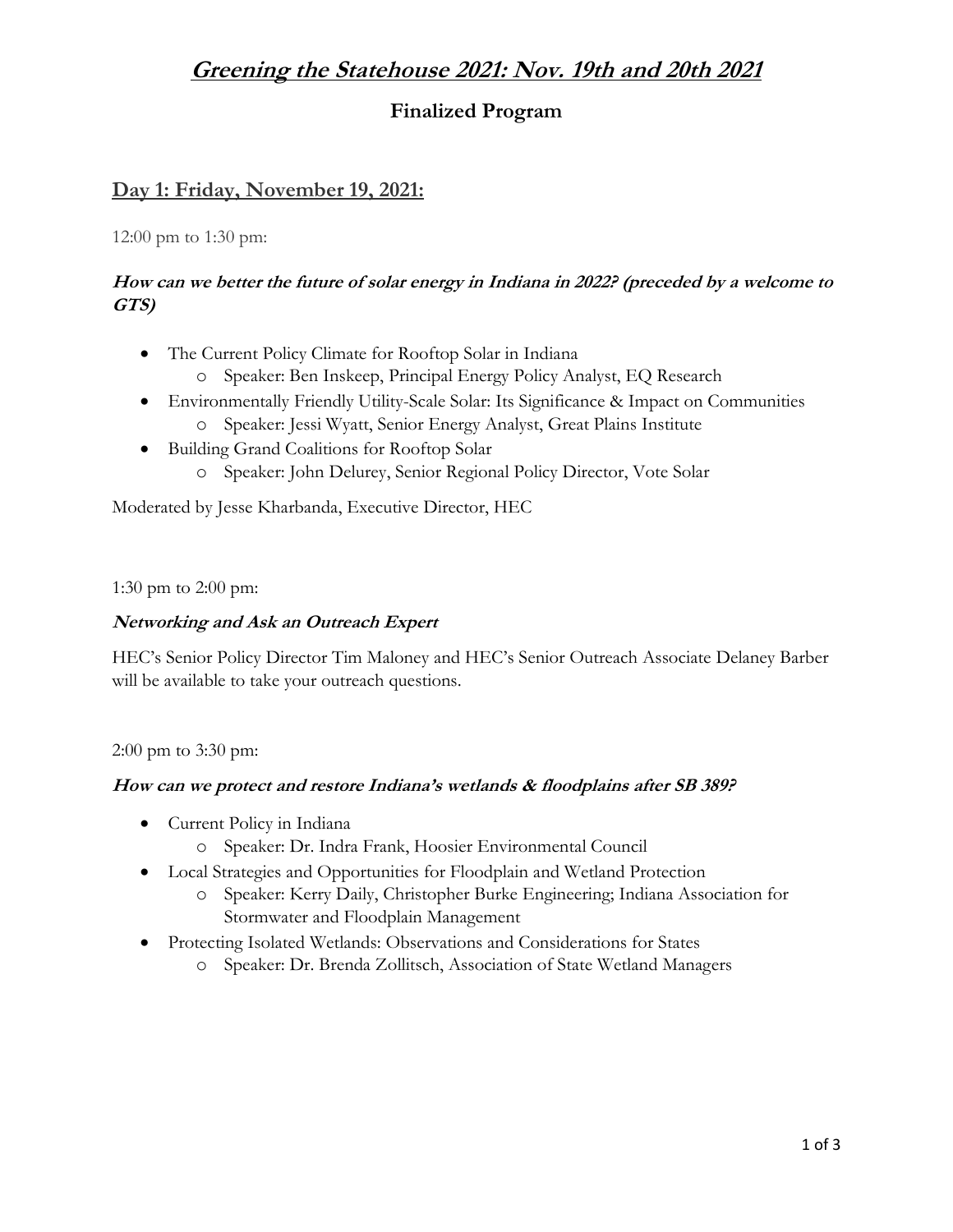# *Greening the Statehouse 2021: Nov. 19th and 20th 2021*

## Finalized Program

### Day 1: Friday, November 19, 2021:

12:00 pm to 1:30 pm:

***How can we better the future of solar energy in Indiana in 2022? (preceded by a welcome to GTS)***

- The Current Policy Climate for Rooftop Solar in Indiana
  - Speaker: Ben Inskeep, Principal Energy Policy Analyst, EQ Research
- Environmentally Friendly Utility-Scale Solar: Its Significance & Impact on Communities
  - Speaker: Jessi Wyatt, Senior Energy Analyst, Great Plains Institute
- Building Grand Coalitions for Rooftop Solar
  - Speaker: John Delurey, Senior Regional Policy Director, Vote Solar

Moderated by Jesse Kharbanda, Executive Director, HEC

1:30 pm to 2:00 pm:

***Networking and Ask an Outreach Expert***

HEC's Senior Policy Director Tim Maloney and HEC's Senior Outreach Associate Delaney Barber will be available to take your outreach questions.

2:00 pm to 3:30 pm:

***How can we protect and restore Indiana's wetlands & floodplains after SB 389?***

- Current Policy in Indiana
  - Speaker: Dr. Indra Frank, Hoosier Environmental Council
- Local Strategies and Opportunities for Floodplain and Wetland Protection
  - Speaker: Kerry Daily, Christopher Burke Engineering; Indiana Association for Stormwater and Floodplain Management
- Protecting Isolated Wetlands: Observations and Considerations for States
  - Speaker: Dr. Brenda Zollitsch, Association of State Wetland Managers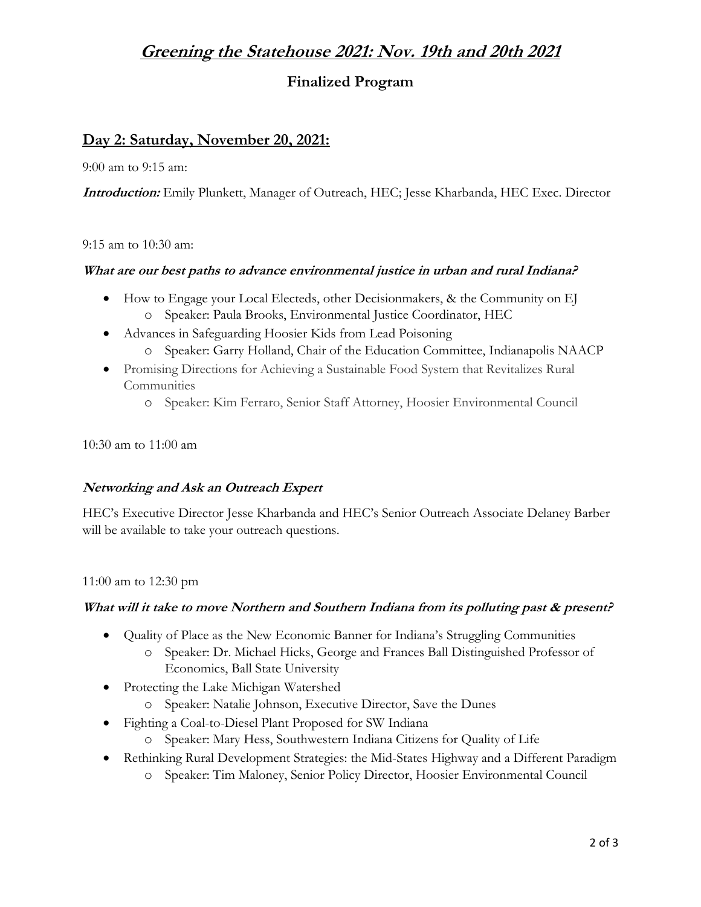# Greening the Statehouse 2021: Nov. 19th and 20th 2021

## Finalized Program

## Day 2: Saturday, November 20, 2021:

9:00 am to 9:15 am:

***Introduction:*** Emily Plunkett, Manager of Outreach, HEC; Jesse Kharbanda, HEC Exec. Director

9:15 am to 10:30 am:

***What are our best paths to advance environmental justice in urban and rural Indiana?***

- How to Engage your Local Electeds, other Decisionmakers, & the Community on EJ
  - Speaker: Paula Brooks, Environmental Justice Coordinator, HEC
- Advances in Safeguarding Hoosier Kids from Lead Poisoning
  - Speaker: Garry Holland, Chair of the Education Committee, Indianapolis NAACP
- Promising Directions for Achieving a Sustainable Food System that Revitalizes Rural Communities
  - Speaker: Kim Ferraro, Senior Staff Attorney, Hoosier Environmental Council

10:30 am to 11:00 am

***Networking and Ask an Outreach Expert***

HEC's Executive Director Jesse Kharbanda and HEC's Senior Outreach Associate Delaney Barber will be available to take your outreach questions.

11:00 am to 12:30 pm

***What will it take to move Northern and Southern Indiana from its polluting past & present?***

- Quality of Place as the New Economic Banner for Indiana's Struggling Communities
  - Speaker: Dr. Michael Hicks, George and Frances Ball Distinguished Professor of Economics, Ball State University
- Protecting the Lake Michigan Watershed
  - Speaker: Natalie Johnson, Executive Director, Save the Dunes
- Fighting a Coal-to-Diesel Plant Proposed for SW Indiana
  - Speaker: Mary Hess, Southwestern Indiana Citizens for Quality of Life
- Rethinking Rural Development Strategies: the Mid-States Highway and a Different Paradigm
  - Speaker: Tim Maloney, Senior Policy Director, Hoosier Environmental Council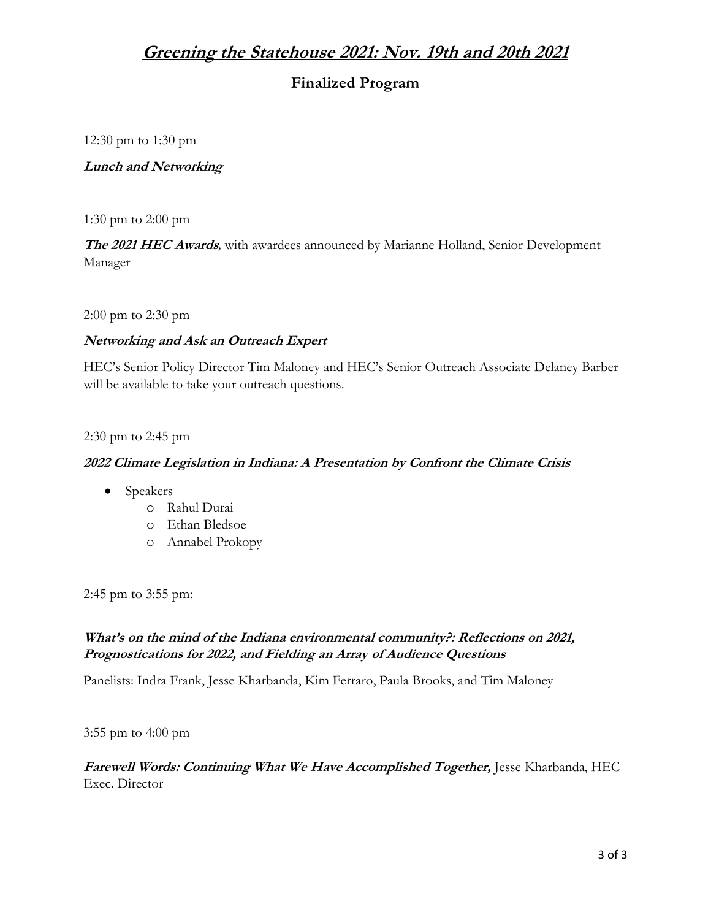# ***Greening the Statehouse 2021: Nov. 19th and 20th 2021***

## Finalized Program

12:30 pm to 1:30 pm

***Lunch and Networking***

1:30 pm to 2:00 pm

***The 2021 HEC Awards****,* with awardees announced by Marianne Holland, Senior Development Manager

2:00 pm to 2:30 pm

***Networking and Ask an Outreach Expert***

HEC's Senior Policy Director Tim Maloney and HEC's Senior Outreach Associate Delaney Barber will be available to take your outreach questions.

2:30 pm to 2:45 pm

***2022 Climate Legislation in Indiana: A Presentation by Confront the Climate Crisis***

- Speakers
  - Rahul Durai
  - Ethan Bledsoe
  - Annabel Prokopy

2:45 pm to 3:55 pm:

***What's on the mind of the Indiana environmental community?: Reflections on 2021, Prognostications for 2022, and Fielding an Array of Audience Questions***

Panelists: Indra Frank, Jesse Kharbanda, Kim Ferraro, Paula Brooks, and Tim Maloney

3:55 pm to 4:00 pm

***Farewell Words: Continuing What We Have Accomplished Together,*** Jesse Kharbanda, HEC Exec. Director